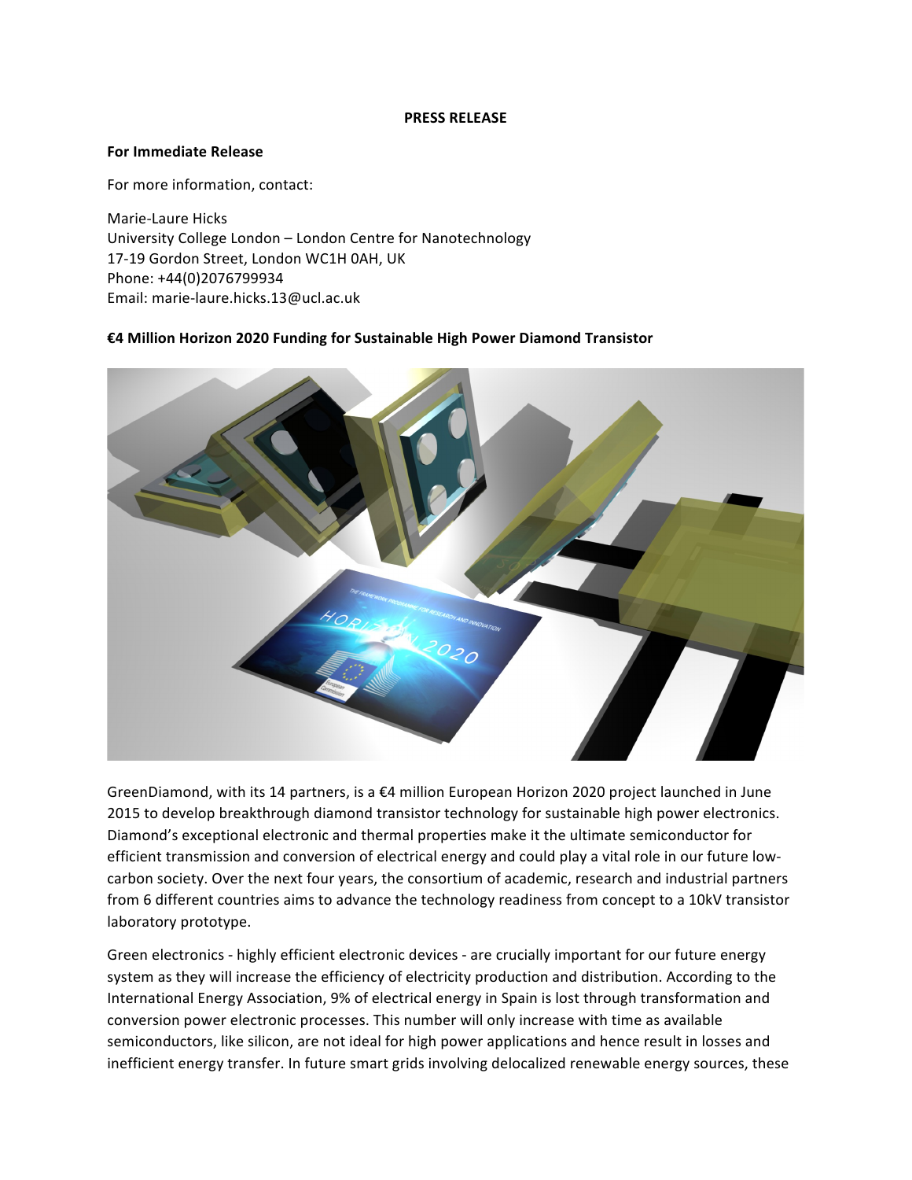**PRESS RELEASE**

**For Immediate Release**

For more information, contact:

Marie-Laure Hicks
University College London – London Centre for Nanotechnology
17-19 Gordon Street, London WC1H 0AH, UK
Phone: +44(0)2076799934
Email: marie-laure.hicks.13@ucl.ac.uk

**€4 Million Horizon 2020 Funding for Sustainable High Power Diamond Transistor**

GreenDiamond, with its 14 partners, is a €4 million European Horizon 2020 project launched in June 2015 to develop breakthrough diamond transistor technology for sustainable high power electronics. Diamond's exceptional electronic and thermal properties make it the ultimate semiconductor for efficient transmission and conversion of electrical energy and could play a vital role in our future low-carbon society. Over the next four years, the consortium of academic, research and industrial partners from 6 different countries aims to advance the technology readiness from concept to a 10kV transistor laboratory prototype.

Green electronics - highly efficient electronic devices - are crucially important for our future energy system as they will increase the efficiency of electricity production and distribution. According to the International Energy Association, 9% of electrical energy in Spain is lost through transformation and conversion power electronic processes. This number will only increase with time as available semiconductors, like silicon, are not ideal for high power applications and hence result in losses and inefficient energy transfer. In future smart grids involving delocalized renewable energy sources, these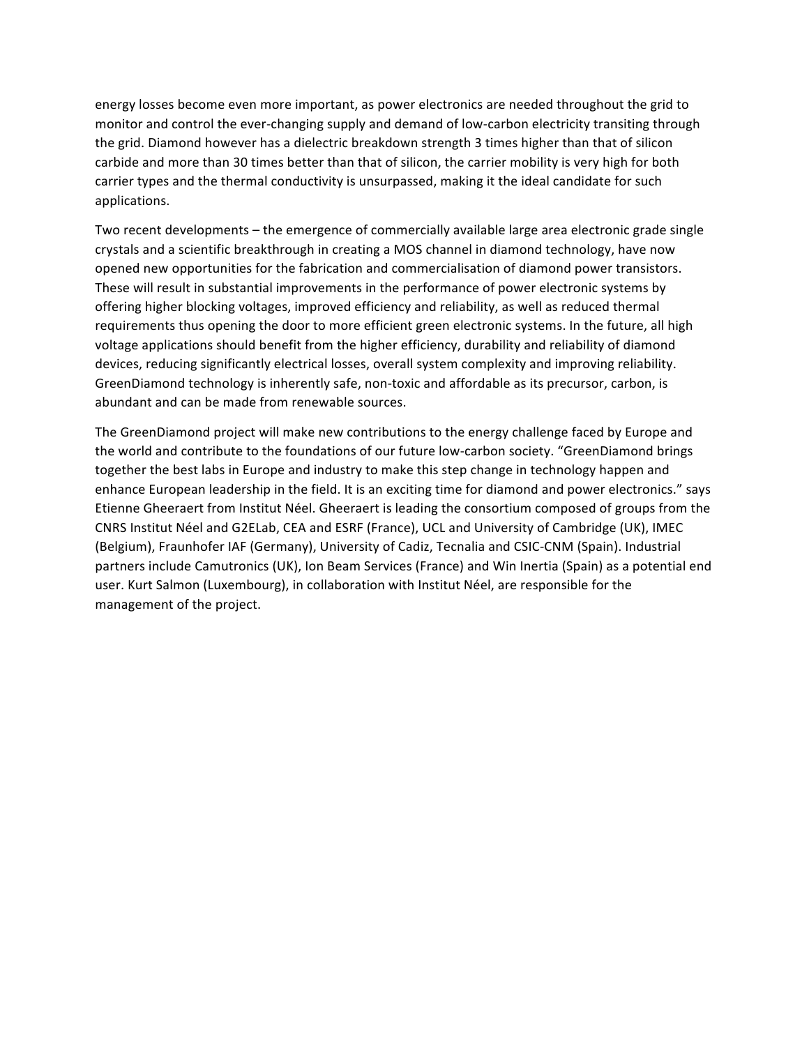energy losses become even more important, as power electronics are needed throughout the grid to monitor and control the ever-changing supply and demand of low-carbon electricity transiting through the grid. Diamond however has a dielectric breakdown strength 3 times higher than that of silicon carbide and more than 30 times better than that of silicon, the carrier mobility is very high for both carrier types and the thermal conductivity is unsurpassed, making it the ideal candidate for such applications.

Two recent developments – the emergence of commercially available large area electronic grade single crystals and a scientific breakthrough in creating a MOS channel in diamond technology, have now opened new opportunities for the fabrication and commercialisation of diamond power transistors. These will result in substantial improvements in the performance of power electronic systems by offering higher blocking voltages, improved efficiency and reliability, as well as reduced thermal requirements thus opening the door to more efficient green electronic systems. In the future, all high voltage applications should benefit from the higher efficiency, durability and reliability of diamond devices, reducing significantly electrical losses, overall system complexity and improving reliability. GreenDiamond technology is inherently safe, non-toxic and affordable as its precursor, carbon, is abundant and can be made from renewable sources.

The GreenDiamond project will make new contributions to the energy challenge faced by Europe and the world and contribute to the foundations of our future low-carbon society. "GreenDiamond brings together the best labs in Europe and industry to make this step change in technology happen and enhance European leadership in the field. It is an exciting time for diamond and power electronics." says Etienne Gheeraert from Institut Néel. Gheeraert is leading the consortium composed of groups from the CNRS Institut Néel and G2ELab, CEA and ESRF (France), UCL and University of Cambridge (UK), IMEC (Belgium), Fraunhofer IAF (Germany), University of Cadiz, Tecnalia and CSIC-CNM (Spain). Industrial partners include Camutronics (UK), Ion Beam Services (France) and Win Inertia (Spain) as a potential end user. Kurt Salmon (Luxembourg), in collaboration with Institut Néel, are responsible for the management of the project.